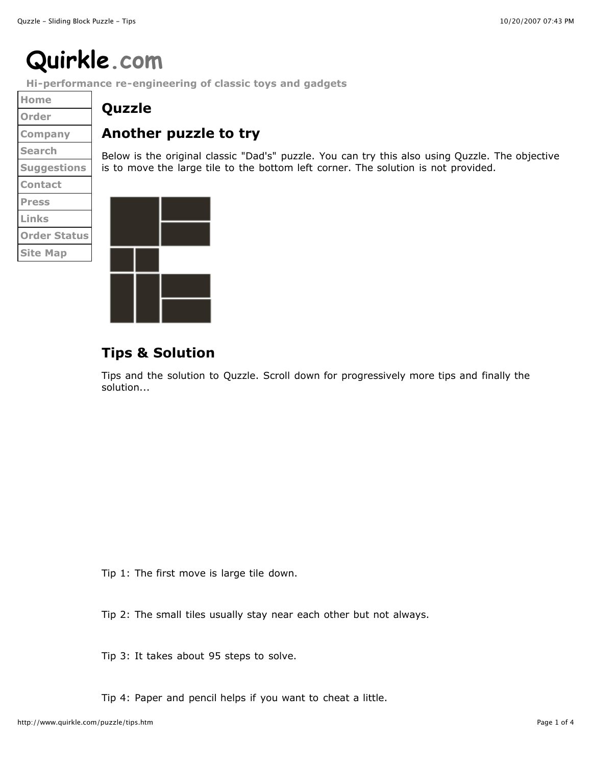# Quirkle.com

**Hi-performance re-engineering of classic toys and gadgets**

- Home
- Order
- Company
- Search
- Suggestions
- Contact
- Press
- Links
- Order Status
- Site Map

## Quzzle

## Another puzzle to try

Below is the original classic "Dad's" puzzle. You can try this also using Quzzle. The objective is to move the large tile to the bottom left corner. The solution is not provided.

## Tips & Solution

Tips and the solution to Quzzle. Scroll down for progressively more tips and finally the solution...

Tip 1: The first move is large tile down.

Tip 2: The small tiles usually stay near each other but not always.

Tip 3: It takes about 95 steps to solve.

Tip 4: Paper and pencil helps if you want to cheat a little.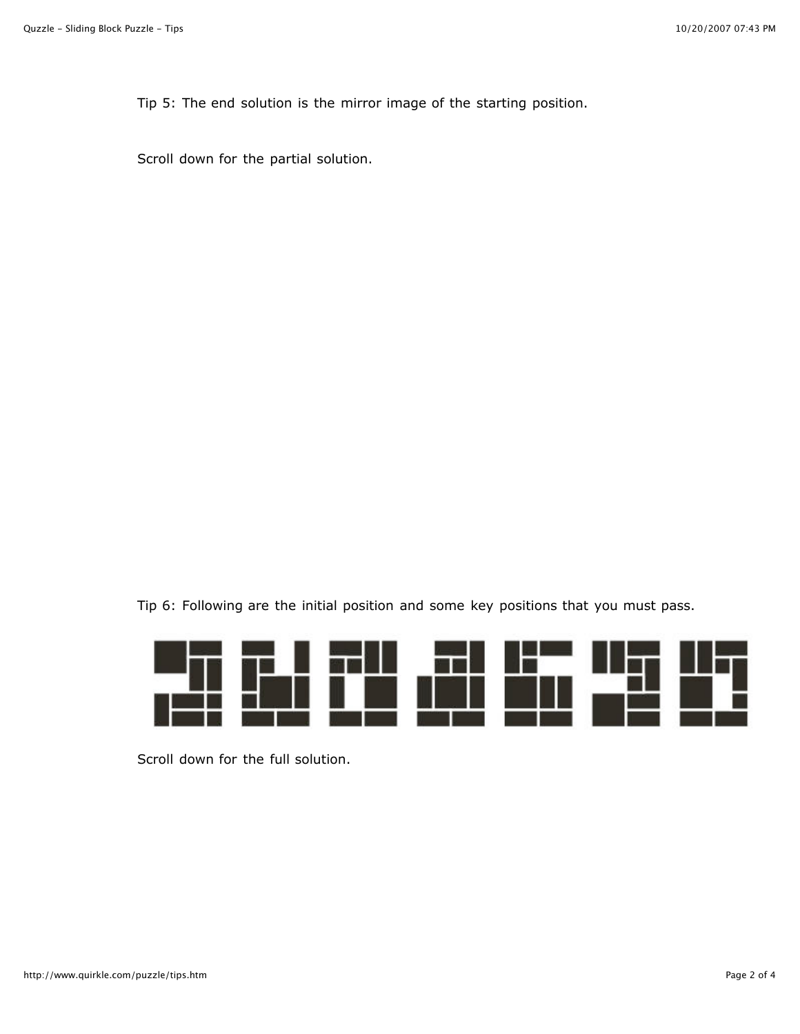Tip 5: The end solution is the mirror image of the starting position.

Scroll down for the partial solution.

Tip 6: Following are the initial position and some key positions that you must pass.

Scroll down for the full solution.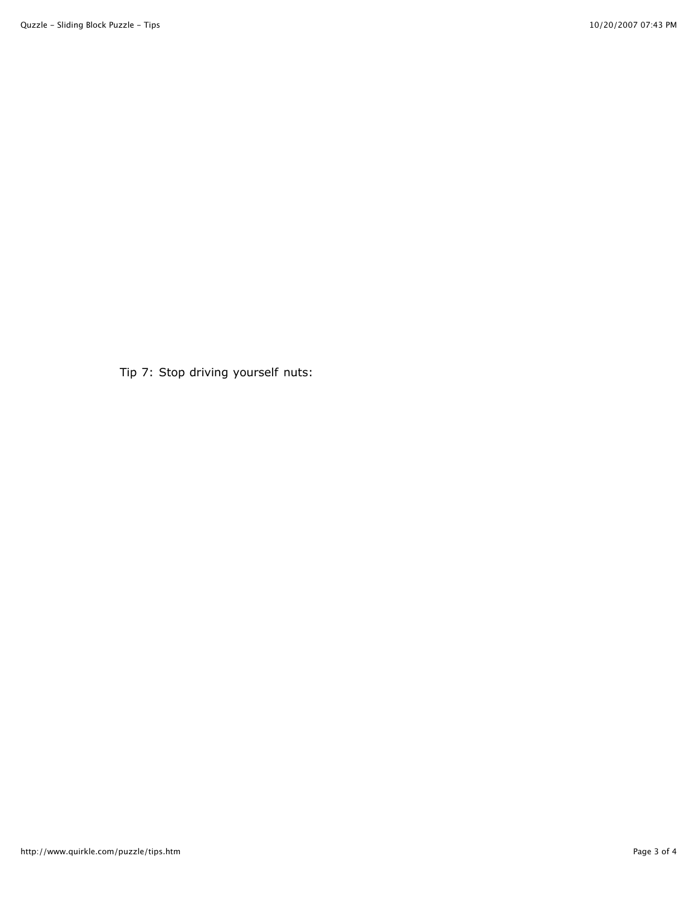Tip 7: Stop driving yourself nuts: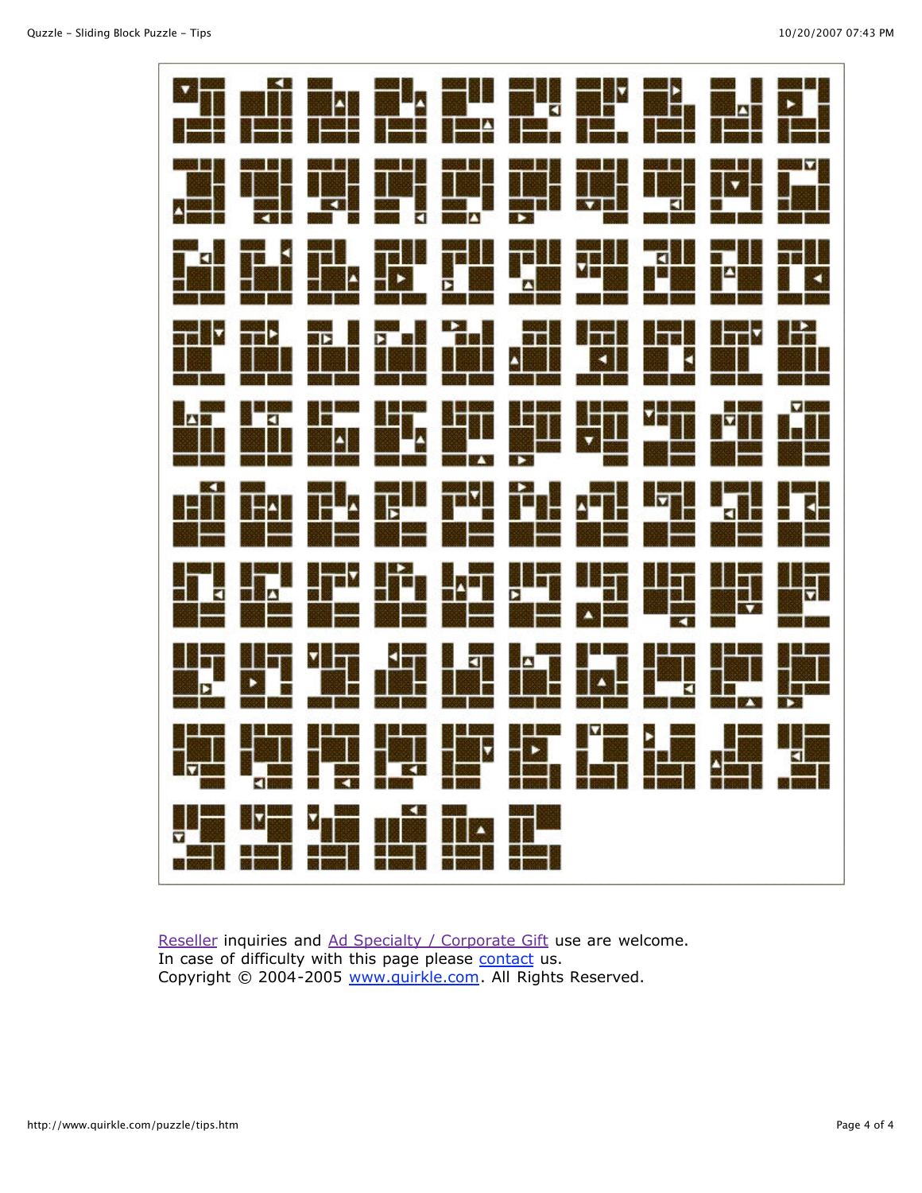[Reseller](#) inquiries and [Ad Specialty / Corporate Gift](#) use are welcome.
In case of difficulty with this page please [contact](#) us.
Copyright © 2004-2005 [www.quirkle.com](http://www.quirkle.com). All Rights Reserved.